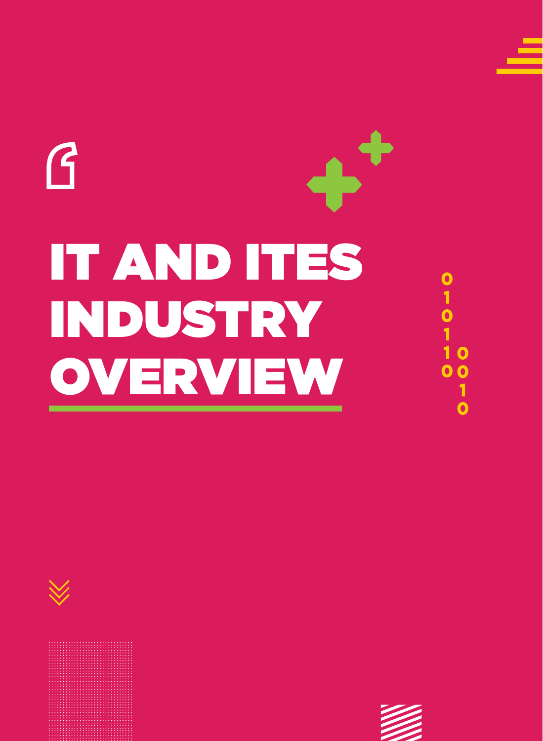# IT AND ITES INDUSTRY OVERVIEW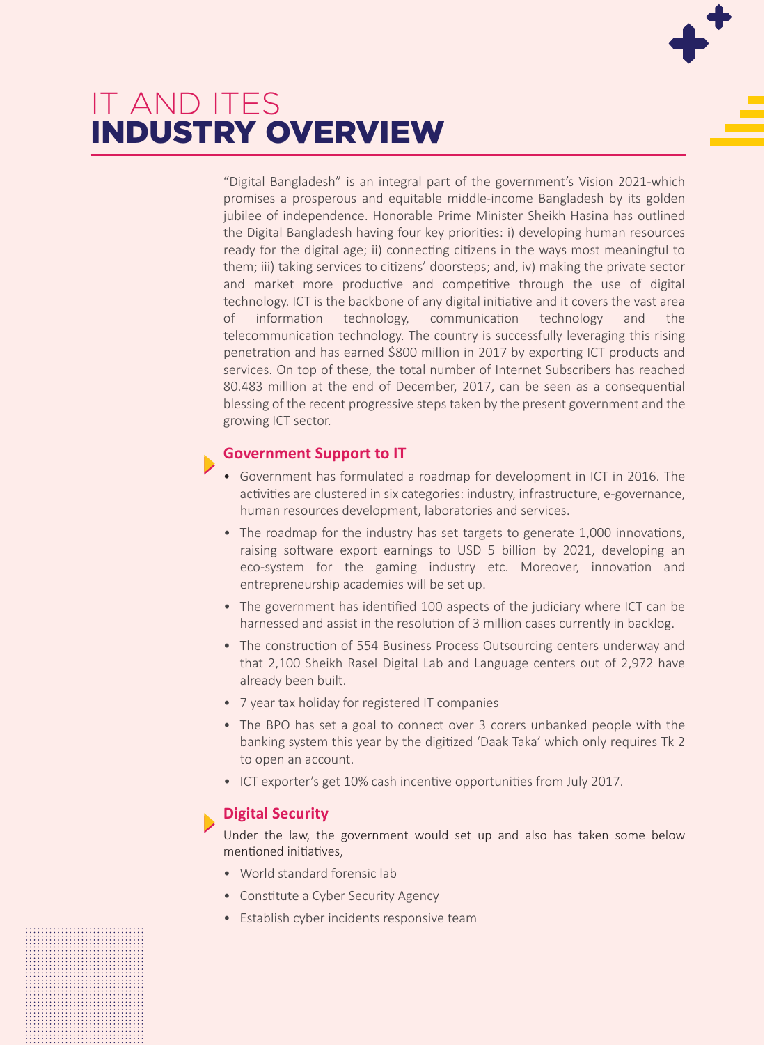# IT AND ITES
# INDUSTRY OVERVIEW

"Digital Bangladesh" is an integral part of the government's Vision 2021-which promises a prosperous and equitable middle-income Bangladesh by its golden jubilee of independence. Honorable Prime Minister Sheikh Hasina has outlined the Digital Bangladesh having four key priorities: i) developing human resources ready for the digital age; ii) connecting citizens in the ways most meaningful to them; iii) taking services to citizens' doorsteps; and, iv) making the private sector and market more productive and competitive through the use of digital technology. ICT is the backbone of any digital initiative and it covers the vast area of information technology, communication technology and the telecommunication technology. The country is successfully leveraging this rising penetration and has earned $800 million in 2017 by exporting ICT products and services. On top of these, the total number of Internet Subscribers has reached 80.483 million at the end of December, 2017, can be seen as a consequential blessing of the recent progressive steps taken by the present government and the growing ICT sector.

## Government Support to IT

- Government has formulated a roadmap for development in ICT in 2016. The activities are clustered in six categories: industry, infrastructure, e-governance, human resources development, laboratories and services.
- The roadmap for the industry has set targets to generate 1,000 innovations, raising software export earnings to USD 5 billion by 2021, developing an eco-system for the gaming industry etc. Moreover, innovation and entrepreneurship academies will be set up.
- The government has identified 100 aspects of the judiciary where ICT can be harnessed and assist in the resolution of 3 million cases currently in backlog.
- The construction of 554 Business Process Outsourcing centers underway and that 2,100 Sheikh Rasel Digital Lab and Language centers out of 2,972 have already been built.
- 7 year tax holiday for registered IT companies
- The BPO has set a goal to connect over 3 corers unbanked people with the banking system this year by the digitized 'Daak Taka' which only requires Tk 2 to open an account.
- ICT exporter's get 10% cash incentive opportunities from July 2017.

## Digital Security

Under the law, the government would set up and also has taken some below mentioned initiatives,

- World standard forensic lab
- Constitute a Cyber Security Agency
- Establish cyber incidents responsive team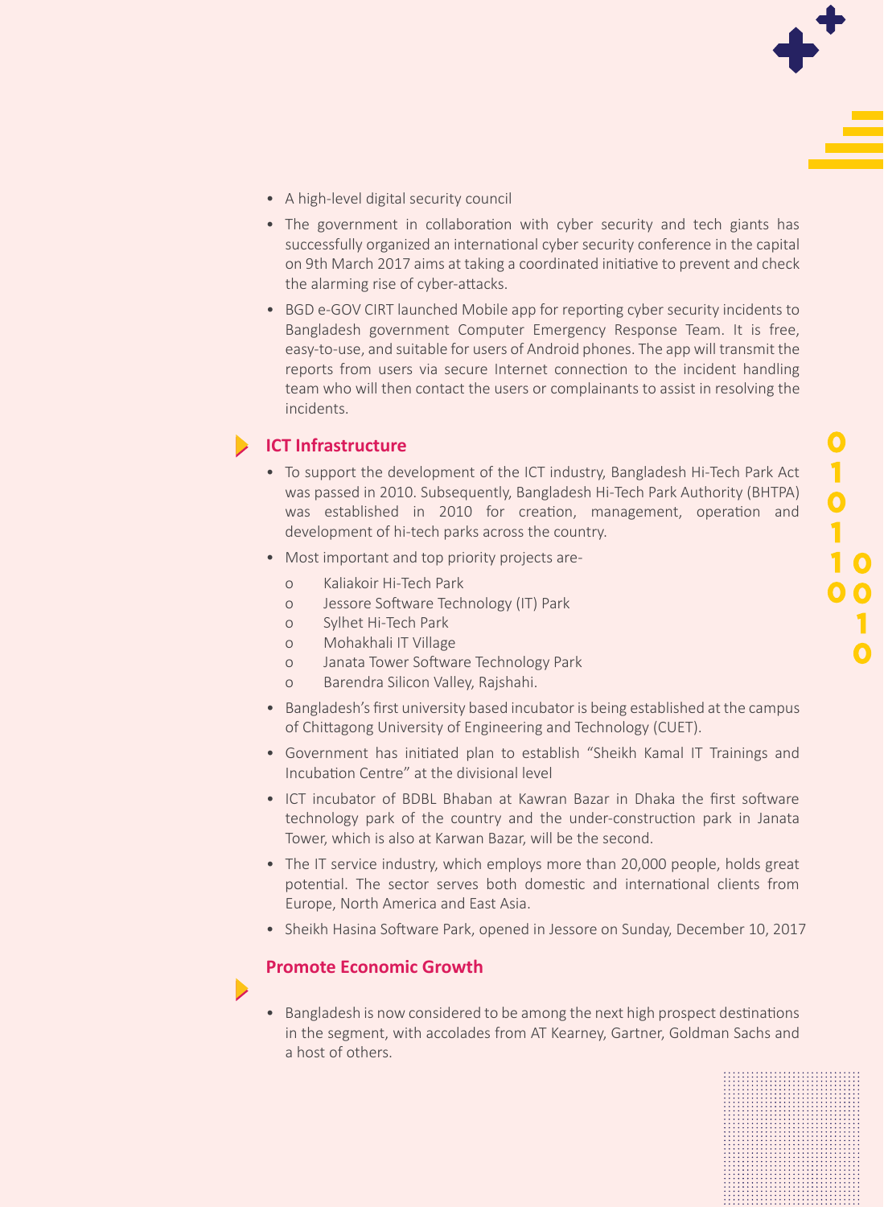- A high-level digital security council
- The government in collaboration with cyber security and tech giants has successfully organized an international cyber security conference in the capital on 9th March 2017 aims at taking a coordinated initiative to prevent and check the alarming rise of cyber-attacks.
- BGD e-GOV CIRT launched Mobile app for reporting cyber security incidents to Bangladesh government Computer Emergency Response Team. It is free, easy-to-use, and suitable for users of Android phones. The app will transmit the reports from users via secure Internet connection to the incident handling team who will then contact the users or complainants to assist in resolving the incidents.

## ICT Infrastructure

- To support the development of the ICT industry, Bangladesh Hi-Tech Park Act was passed in 2010. Subsequently, Bangladesh Hi-Tech Park Authority (BHTPA) was established in 2010 for creation, management, operation and development of hi-tech parks across the country.
- Most important and top priority projects are-
  - Kaliakoir Hi-Tech Park
  - Jessore Software Technology (IT) Park
  - Sylhet Hi-Tech Park
  - Mohakhali IT Village
  - Janata Tower Software Technology Park
  - Barendra Silicon Valley, Rajshahi.
- Bangladesh's first university based incubator is being established at the campus of Chittagong University of Engineering and Technology (CUET).
- Government has initiated plan to establish "Sheikh Kamal IT Trainings and Incubation Centre" at the divisional level
- ICT incubator of BDBL Bhaban at Kawran Bazar in Dhaka the first software technology park of the country and the under-construction park in Janata Tower, which is also at Karwan Bazar, will be the second.
- The IT service industry, which employs more than 20,000 people, holds great potential. The sector serves both domestic and international clients from Europe, North America and East Asia.
- Sheikh Hasina Software Park, opened in Jessore on Sunday, December 10, 2017

## Promote Economic Growth

- Bangladesh is now considered to be among the next high prospect destinations in the segment, with accolades from AT Kearney, Gartner, Goldman Sachs and a host of others.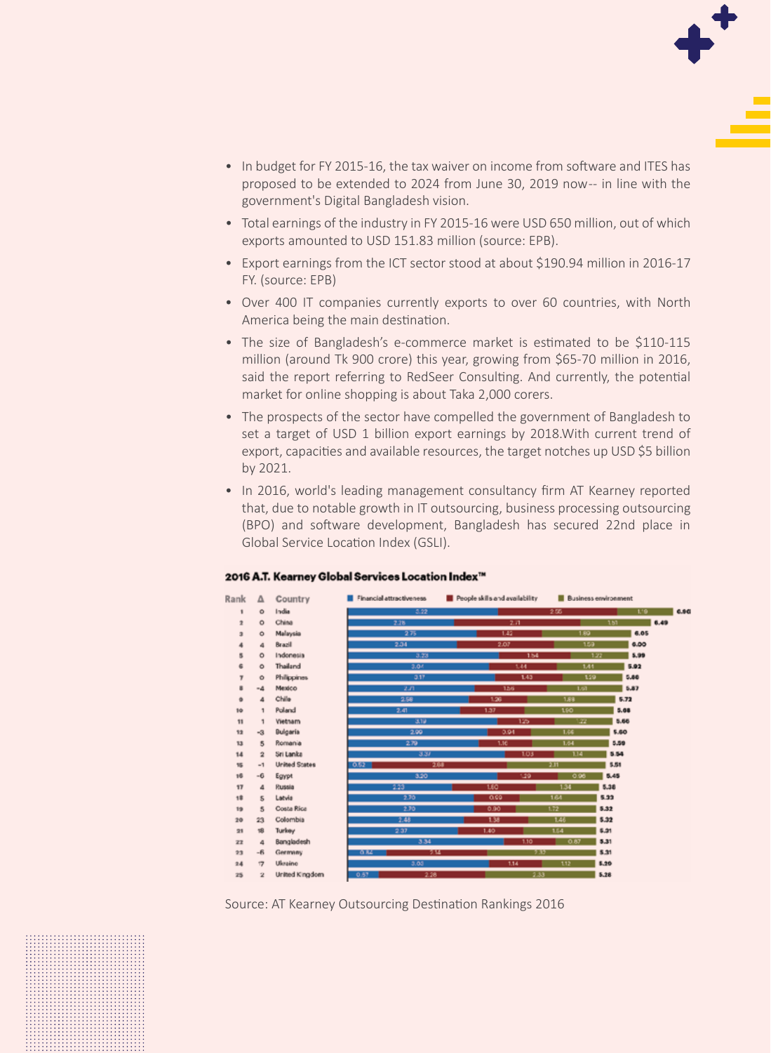- In budget for FY 2015-16, the tax waiver on income from software and ITES has proposed to be extended to 2024 from June 30, 2019 now-- in line with the government's Digital Bangladesh vision.
- Total earnings of the industry in FY 2015-16 were USD 650 million, out of which exports amounted to USD 151.83 million (source: EPB).
- Export earnings from the ICT sector stood at about $190.94 million in 2016-17 FY. (source: EPB)
- Over 400 IT companies currently exports to over 60 countries, with North America being the main destination.
- The size of Bangladesh's e-commerce market is estimated to be $110-115 million (around Tk 900 crore) this year, growing from $65-70 million in 2016, said the report referring to RedSeer Consulting. And currently, the potential market for online shopping is about Taka 2,000 corers.
- The prospects of the sector have compelled the government of Bangladesh to set a target of USD 1 billion export earnings by 2018.With current trend of export, capacities and available resources, the target notches up USD $5 billion by 2021.
- In 2016, world's leading management consultancy firm AT Kearney reported that, due to notable growth in IT outsourcing, business processing outsourcing (BPO) and software development, Bangladesh has secured 22nd place in Global Service Location Index (GSLI).

**2016 A.T. Kearney Global Services Location Index™**

| Rank | Δ | Country | Financial attractiveness | People skills and availability | Business environment | Total |
|---|---|---|---|---|---|---|
| 1 | 0 | India | 3.22 | 2.55 | 1.19 | 6.96 |
| 2 | 0 | China | 2.28 | 2.71 | 1.51 | 6.49 |
| 3 | 0 | Malaysia | 2.75 | 1.42 | 1.89 | 6.05 |
| 4 | 4 | Brazil | 2.34 | 2.07 | 1.59 | 6.00 |
| 5 | 0 | Indonesia | 3.23 | 1.54 | 1.22 | 5.99 |
| 6 | 0 | Thailand | 3.04 | 1.44 | 1.41 | 5.92 |
| 7 | 0 | Philippines | 3.17 | 1.43 | 1.29 | 5.86 |
| 8 | -4 | Mexico | 2.71 | 1.56 | 1.61 | 5.87 |
| 9 | 4 | Chile | 2.58 | 1.26 | 1.89 | 5.72 |
| 10 | 1 | Poland | 2.41 | 1.37 | 1.90 | 5.68 |
| 11 | 1 | Vietnam | 3.19 | 1.25 | 1.22 | 5.66 |
| 12 | -3 | Bulgaria | 2.99 | 0.94 | 1.66 | 5.60 |
| 13 | 5 | Romania | 2.79 | 1.16 | 1.64 | 5.59 |
| 14 | 2 | Sri Lanka | 3.37 | 1.03 | 1.14 | 5.54 |
| 15 | -1 | United States | 0.52 | 2.88 | 2.11 | 5.51 |
| 16 | -6 | Egypt | 3.20 | 1.29 | 0.96 | 5.45 |
| 17 | 4 | Russia | 2.23 | 1.80 | 1.34 | 5.38 |
| 18 | 5 | Latvia | 2.70 | 0.99 | 1.64 | 5.33 |
| 19 | 5 | Costa Rica | 2.70 | 0.90 | 1.72 | 5.32 |
| 20 | 23 | Colombia | 2.48 | 1.38 | 1.46 | 5.32 |
| 21 | 18 | Turkey | 2.37 | 1.40 | 1.54 | 5.31 |
| 22 | 4 | Bangladesh | 3.34 | 1.10 | 0.87 | 5.31 |
| 23 | -6 | Germany | 0.82 | 2.14 | 2.35 | 5.31 |
| 24 | 17 | Ukraine | 3.00 | 1.14 | 1.12 | 5.26 |
| 25 | 2 | United Kingdom | 0.57 | 2.28 | 2.33 | 5.18 |

Source: AT Kearney Outsourcing Destination Rankings 2016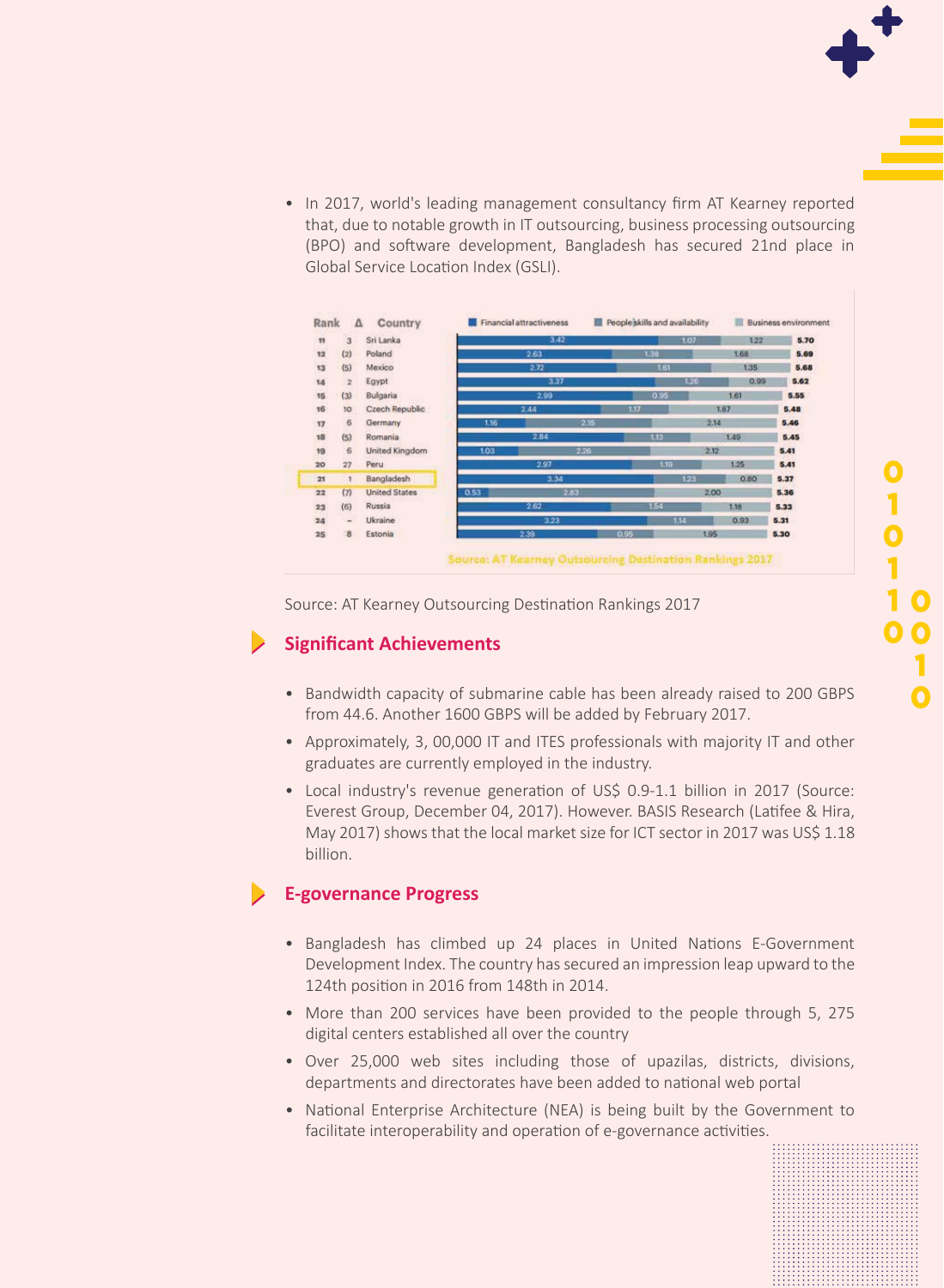- In 2017, world's leading management consultancy firm AT Kearney reported that, due to notable growth in IT outsourcing, business processing outsourcing (BPO) and software development, Bangladesh has secured 21nd place in Global Service Location Index (GSLI).

| Rank | Δ | Country | Financial attractiveness | People skills and availability | Business environment | Total |
|---|---|---|---|---|---|---|
| 11 | 3 | Sri Lanka | 3.42 | 1.07 | 1.22 | 5.70 |
| 12 | (2) | Poland | 2.63 | 1.38 | 1.68 | 5.69 |
| 13 | (5) | Mexico | 2.72 | 1.61 | 1.35 | 5.68 |
| 14 | 2 | Egypt | 3.37 | 1.26 | 0.99 | 5.62 |
| 15 | (3) | Bulgaria | 2.99 | 0.95 | 1.61 | 5.55 |
| 16 | 10 | Czech Republic | 2.44 | 1.17 | 1.87 | 5.48 |
| 17 | 6 | Germany | 1.16 | 2.15 | 2.14 | 5.46 |
| 18 | (5) | Romania | 2.84 | 1.13 | 1.49 | 5.45 |
| 19 | 6 | United Kingdom | 1.03 | 2.26 | 2.12 | 5.41 |
| 20 | 27 | Peru | 2.97 | 1.19 | 1.25 | 5.41 |
| 21 | 1 | Bangladesh | 3.34 | 1.23 | 0.80 | 5.37 |
| 22 | (7) | United States | 0.53 | 2.83 | 2.00 | 5.36 |
| 23 | (6) | Russia | 2.62 | 1.54 | 1.18 | 5.33 |
| 24 | – | Ukraine | 3.23 | 1.14 | 0.93 | 5.31 |
| 25 | 8 | Estonia | 2.39 | 0.95 | 1.95 | 5.30 |

Source: AT Kearney Outsourcing Destination Rankings 2017

Source: AT Kearney Outsourcing Destination Rankings 2017

## Significant Achievements

- Bandwidth capacity of submarine cable has been already raised to 200 GBPS from 44.6. Another 1600 GBPS will be added by February 2017.
- Approximately, 3, 00,000 IT and ITES professionals with majority IT and other graduates are currently employed in the industry.
- Local industry's revenue generation of US$ 0.9-1.1 billion in 2017 (Source: Everest Group, December 04, 2017). However. BASIS Research (Latifee & Hira, May 2017) shows that the local market size for ICT sector in 2017 was US$ 1.18 billion.

## E-governance Progress

- Bangladesh has climbed up 24 places in United Nations E-Government Development Index. The country has secured an impression leap upward to the 124th position in 2016 from 148th in 2014.
- More than 200 services have been provided to the people through 5, 275 digital centers established all over the country
- Over 25,000 web sites including those of upazilas, districts, divisions, departments and directorates have been added to national web portal
- National Enterprise Architecture (NEA) is being built by the Government to facilitate interoperability and operation of e-governance activities.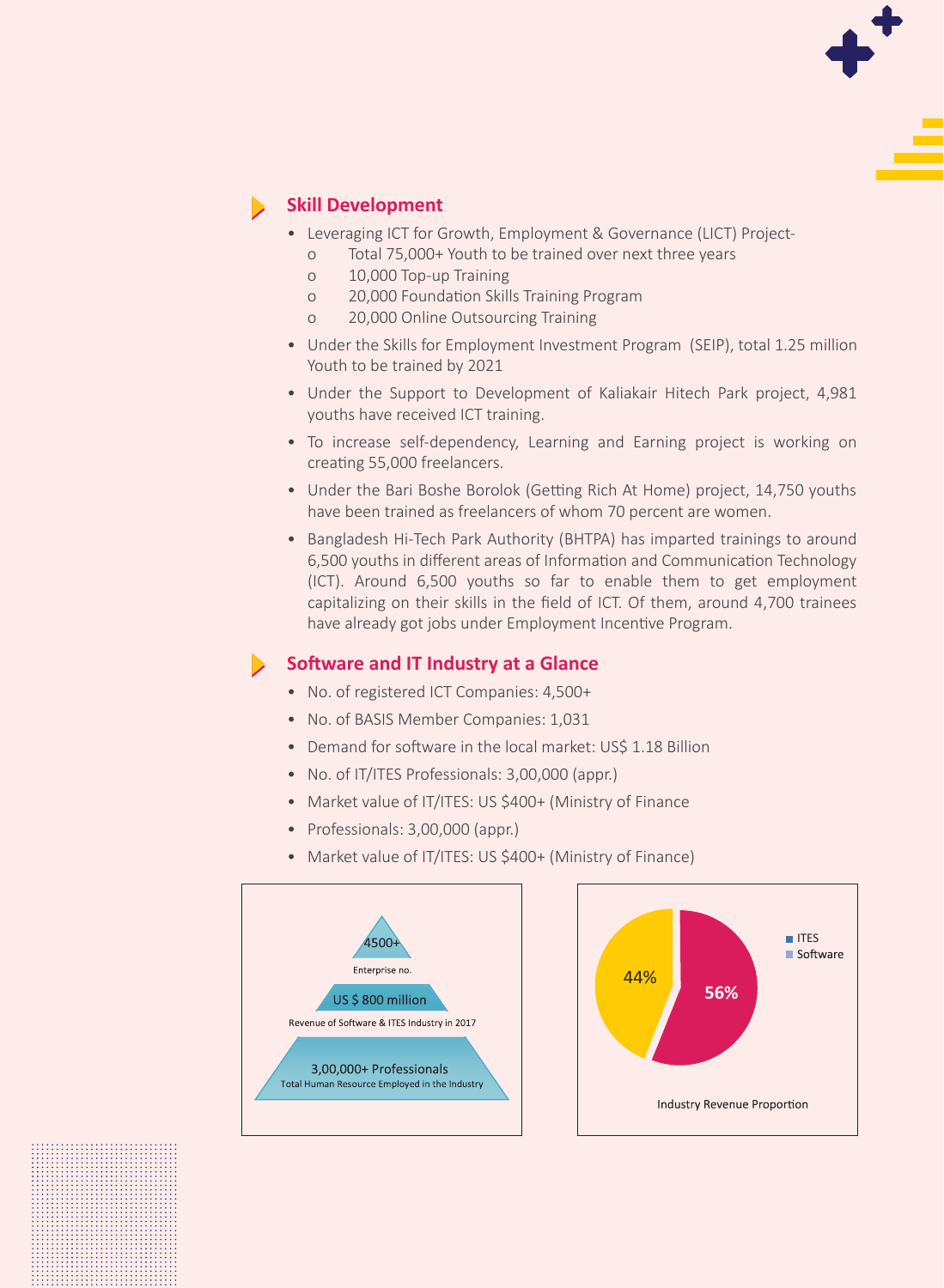## Skill Development

- Leveraging ICT for Growth, Employment & Governance (LICT) Project-
  - Total 75,000+ Youth to be trained over next three years
  - 10,000 Top-up Training
  - 20,000 Foundation Skills Training Program
  - 20,000 Online Outsourcing Training
- Under the Skills for Employment Investment Program (SEIP), total 1.25 million Youth to be trained by 2021
- Under the Support to Development of Kaliakair Hitech Park project, 4,981 youths have received ICT training.
- To increase self-dependency, Learning and Earning project is working on creating 55,000 freelancers.
- Under the Bari Boshe Borolok (Getting Rich At Home) project, 14,750 youths have been trained as freelancers of whom 70 percent are women.
- Bangladesh Hi-Tech Park Authority (BHTPA) has imparted trainings to around 6,500 youths in different areas of Information and Communication Technology (ICT). Around 6,500 youths so far to enable them to get employment capitalizing on their skills in the field of ICT. Of them, around 4,700 trainees have already got jobs under Employment Incentive Program.

## Software and IT Industry at a Glance

- No. of registered ICT Companies: 4,500+
- No. of BASIS Member Companies: 1,031
- Demand for software in the local market: US$ 1.18 Billion
- No. of IT/ITES Professionals: 3,00,000 (appr.)
- Market value of IT/ITES: US $400+ (Ministry of Finance
- Professionals: 3,00,000 (appr.)
- Market value of IT/ITES: US $400+ (Ministry of Finance)

4500+
Enterprise no.

US $ 800 million
Revenue of Software & ITES Industry in 2017

3,00,000+ Professionals
Total Human Resource Employed in the Industry

| Segment | Share |
| --- | --- |
| ITES | 56% |
| Software | 44% |

Industry Revenue Proportion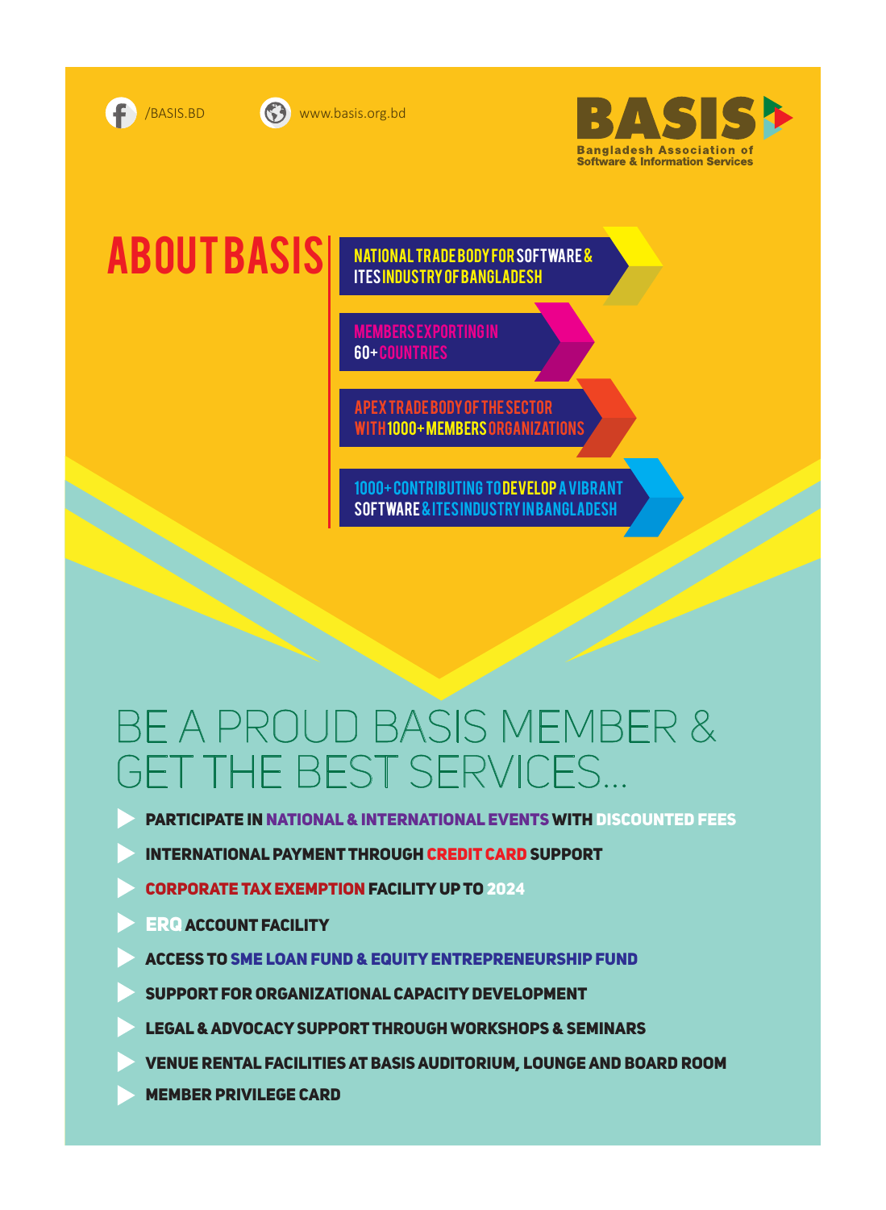/BASIS.BD

www.basis.org.bd

**BASIS**
Bangladesh Association of Software & Information Services

# ABOUT BASIS

- NATIONAL TRADE BODY FOR SOFTWARE & ITES INDUSTRY OF BANGLADESH
- MEMBERS EXPORTING IN 60+ COUNTRIES
- APEX TRADE BODY OF THE SECTOR WITH 1000+ MEMBERS ORGANIZATIONS
- 1000+ CONTRIBUTING TO DEVELOP A VIBRANT SOFTWARE & ITES INDUSTRY IN BANGLADESH

# BE A PROUD BASIS MEMBER & GET THE BEST SERVICES...

- **PARTICIPATE IN NATIONAL & INTERNATIONAL EVENTS WITH DISCOUNTED FEES**
- **INTERNATIONAL PAYMENT THROUGH CREDIT CARD SUPPORT**
- **CORPORATE TAX EXEMPTION FACILITY UP TO 2024**
- **ERQ ACCOUNT FACILITY**
- **ACCESS TO SME LOAN FUND & EQUITY ENTREPRENEURSHIP FUND**
- **SUPPORT FOR ORGANIZATIONAL CAPACITY DEVELOPMENT**
- **LEGAL & ADVOCACY SUPPORT THROUGH WORKSHOPS & SEMINARS**
- **VENUE RENTAL FACILITIES AT BASIS AUDITORIUM, LOUNGE AND BOARD ROOM**
- **MEMBER PRIVILEGE CARD**